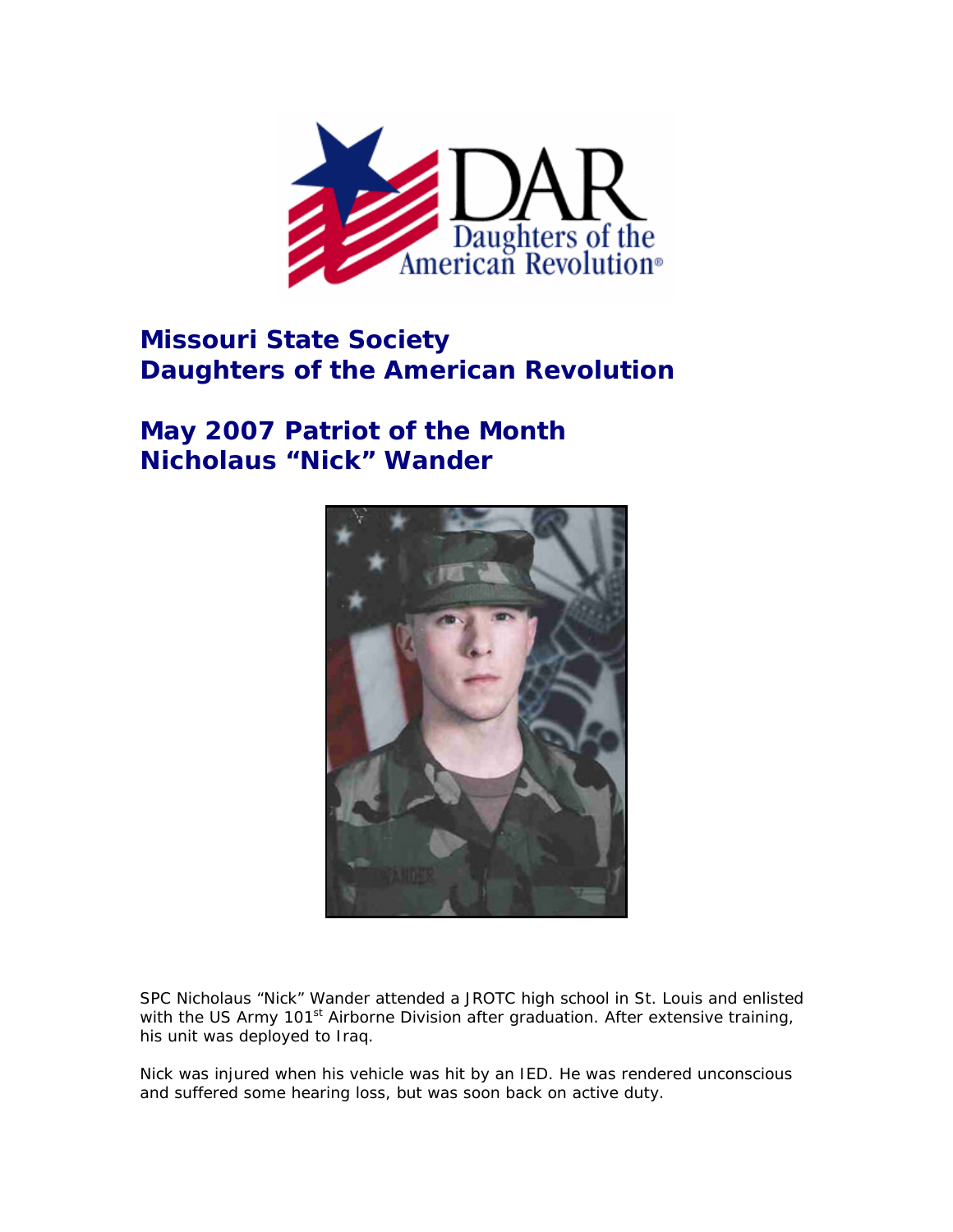# Missouri State Society
# Daughters of the American Revolution

## May 2007 Patriot of the Month
## Nicholaus "Nick" Wander

SPC Nicholaus "Nick" Wander attended a JROTC high school in St. Louis and enlisted with the US Army 101st Airborne Division after graduation. After extensive training, his unit was deployed to Iraq.

Nick was injured when his vehicle was hit by an IED. He was rendered unconscious and suffered some hearing loss, but was soon back on active duty.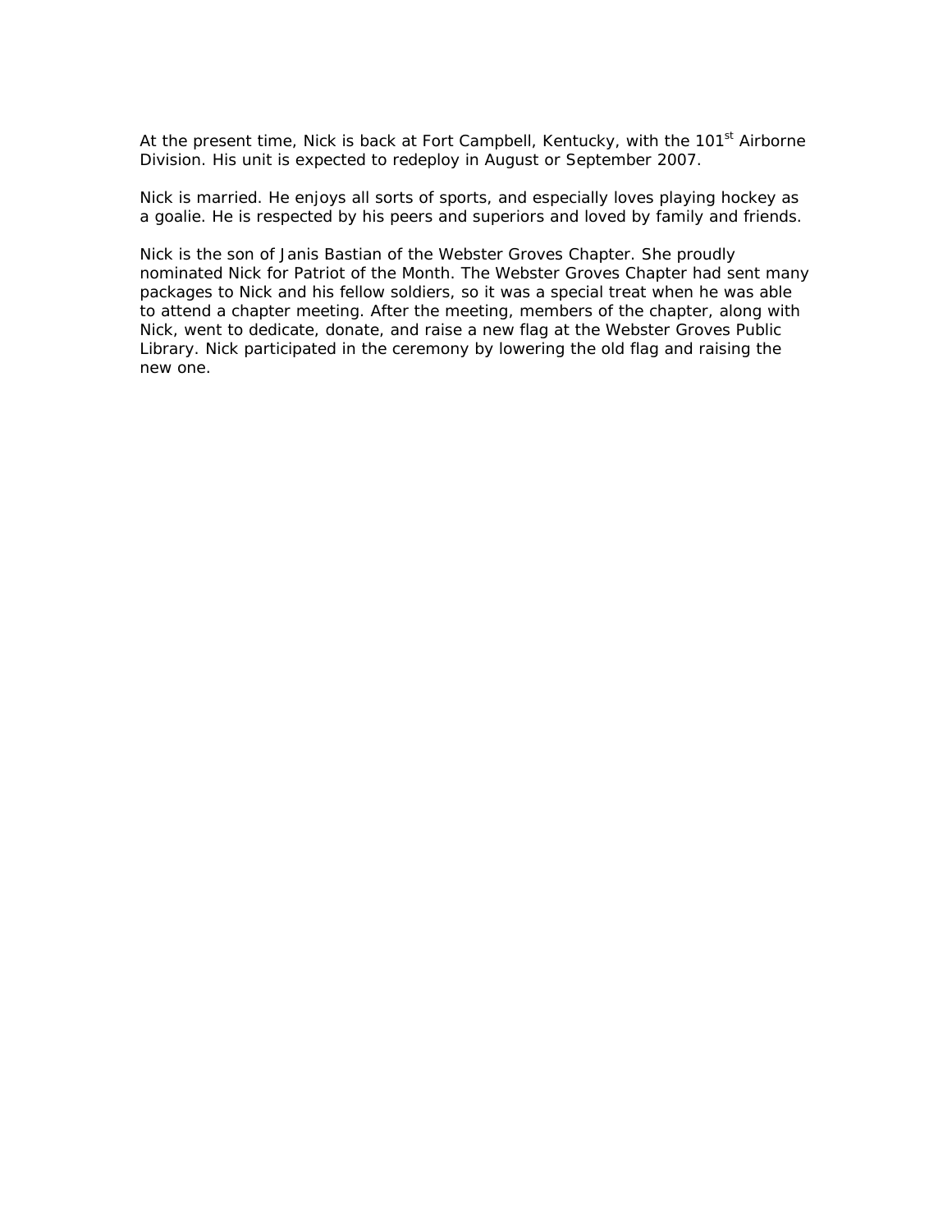At the present time, Nick is back at Fort Campbell, Kentucky, with the 101st Airborne Division. His unit is expected to redeploy in August or September 2007.

Nick is married. He enjoys all sorts of sports, and especially loves playing hockey as a goalie. He is respected by his peers and superiors and loved by family and friends.

Nick is the son of Janis Bastian of the Webster Groves Chapter. She proudly nominated Nick for Patriot of the Month. The Webster Groves Chapter had sent many packages to Nick and his fellow soldiers, so it was a special treat when he was able to attend a chapter meeting. After the meeting, members of the chapter, along with Nick, went to dedicate, donate, and raise a new flag at the Webster Groves Public Library. Nick participated in the ceremony by lowering the old flag and raising the new one.